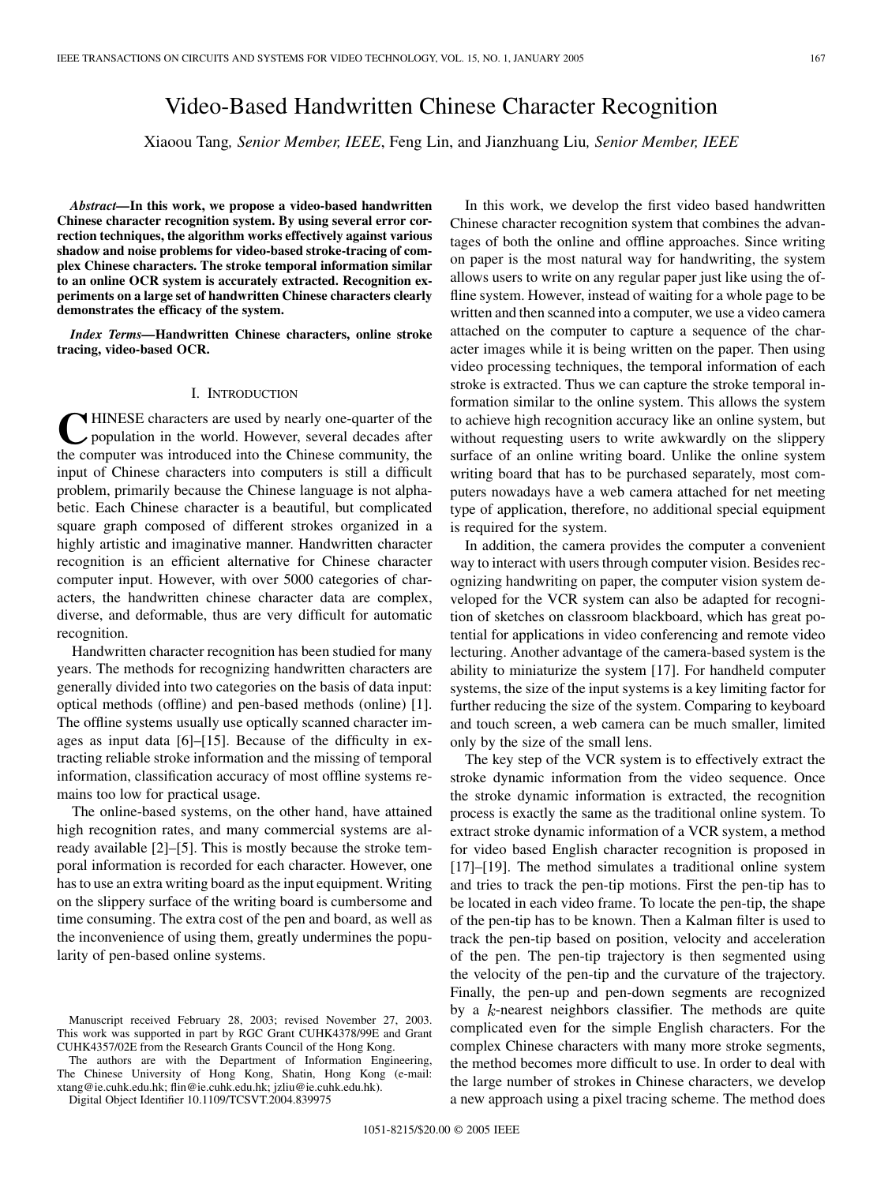# Video-Based Handwritten Chinese Character Recognition

Xiaoou Tang, *Senior Member, IEEE*, Feng Lin, and Jianzhuang Liu, *Senior Member, IEEE*

***Abstract*—In this work, we propose a video-based handwritten Chinese character recognition system. By using several error correction techniques, the algorithm works effectively against various shadow and noise problems for video-based stroke-tracing of complex Chinese characters. The stroke temporal information similar to an online OCR system is accurately extracted. Recognition experiments on a large set of handwritten Chinese characters clearly demonstrates the efficacy of the system.**

***Index Terms*—Handwritten Chinese characters, online stroke tracing, video-based OCR.**

## I. Introduction

CHINESE characters are used by nearly one-quarter of the population in the world. However, several decades after the computer was introduced into the Chinese community, the input of Chinese characters into computers is still a difficult problem, primarily because the Chinese language is not alphabetic. Each Chinese character is a beautiful, but complicated square graph composed of different strokes organized in a highly artistic and imaginative manner. Handwritten character recognition is an efficient alternative for Chinese character computer input. However, with over 5000 categories of characters, the handwritten chinese character data are complex, diverse, and deformable, thus are very difficult for automatic recognition.

Handwritten character recognition has been studied for many years. The methods for recognizing handwritten characters are generally divided into two categories on the basis of data input: optical methods (offline) and pen-based methods (online) [1]. The offline systems usually use optically scanned character images as input data [6]–[15]. Because of the difficulty in extracting reliable stroke information and the missing of temporal information, classification accuracy of most offline systems remains too low for practical usage.

The online-based systems, on the other hand, have attained high recognition rates, and many commercial systems are already available [2]–[5]. This is mostly because the stroke temporal information is recorded for each character. However, one has to use an extra writing board as the input equipment. Writing on the slippery surface of the writing board is cumbersome and time consuming. The extra cost of the pen and board, as well as the inconvenience of using them, greatly undermines the popularity of pen-based online systems.

In this work, we develop the first video based handwritten Chinese character recognition system that combines the advantages of both the online and offline approaches. Since writing on paper is the most natural way for handwriting, the system allows users to write on any regular paper just like using the offline system. However, instead of waiting for a whole page to be written and then scanned into a computer, we use a video camera attached on the computer to capture a sequence of the character images while it is being written on the paper. Then using video processing techniques, the temporal information of each stroke is extracted. Thus we can capture the stroke temporal information similar to the online system. This allows the system to achieve high recognition accuracy like an online system, but without requesting users to write awkwardly on the slippery surface of an online writing board. Unlike the online system writing board that has to be purchased separately, most computers nowadays have a web camera attached for net meeting type of application, therefore, no additional special equipment is required for the system.

In addition, the camera provides the computer a convenient way to interact with users through computer vision. Besides recognizing handwriting on paper, the computer vision system developed for the VCR system can also be adapted for recognition of sketches on classroom blackboard, which has great potential for applications in video conferencing and remote video lecturing. Another advantage of the camera-based system is the ability to miniaturize the system [17]. For handheld computer systems, the size of the input systems is a key limiting factor for further reducing the size of the system. Comparing to keyboard and touch screen, a web camera can be much smaller, limited only by the size of the small lens.

The key step of the VCR system is to effectively extract the stroke dynamic information from the video sequence. Once the stroke dynamic information is extracted, the recognition process is exactly the same as the traditional online system. To extract stroke dynamic information of a VCR system, a method for video based English character recognition is proposed in [17]–[19]. The method simulates a traditional online system and tries to track the pen-tip motions. First the pen-tip has to be located in each video frame. To locate the pen-tip, the shape of the pen-tip has to be known. Then a Kalman filter is used to track the pen-tip based on position, velocity and acceleration of the pen. The pen-tip trajectory is then segmented using the velocity of the pen-tip and the curvature of the trajectory. Finally, the pen-up and pen-down segments are recognized by a $k$-nearest neighbors classifier. The methods are quite complicated even for the simple English characters. For the complex Chinese characters with many more stroke segments, the method becomes more difficult to use. In order to deal with the large number of strokes in Chinese characters, we develop a new approach using a pixel tracing scheme. The method does

Manuscript received February 28, 2003; revised November 27, 2003. This work was supported in part by RGC Grant CUHK4378/99E and Grant CUHK4357/02E from the Research Grants Council of the Hong Kong.

The authors are with the Department of Information Engineering, The Chinese University of Hong Kong, Shatin, Hong Kong (e-mail: xtang@ie.cuhk.edu.hk; flin@ie.cuhk.edu.hk; jzliu@ie.cuhk.edu.hk).

Digital Object Identifier 10.1109/TCSVT.2004.839975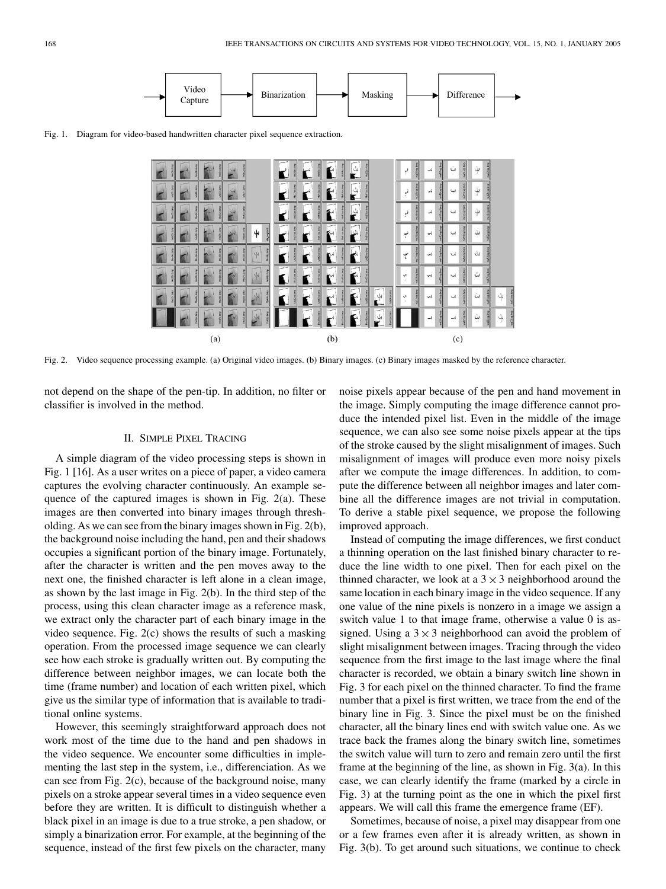Video Capture → Binarization → Masking → Difference

Fig. 1. Diagram for video-based handwritten character pixel sequence extraction.

(a) (b) (c)

Fig. 2. Video sequence processing example. (a) Original video images. (b) Binary images. (c) Binary images masked by the reference character.

not depend on the shape of the pen-tip. In addition, no filter or classifier is involved in the method.

## II. Simple Pixel Tracing

A simple diagram of the video processing steps is shown in Fig. 1 [16]. As a user writes on a piece of paper, a video camera captures the evolving character continuously. An example sequence of the captured images is shown in Fig. 2(a). These images are then converted into binary images through thresholding. As we can see from the binary images shown in Fig. 2(b), the background noise including the hand, pen and their shadows occupies a significant portion of the binary image. Fortunately, after the character is written and the pen moves away to the next one, the finished character is left alone in a clean image, as shown by the last image in Fig. 2(b). In the third step of the process, using this clean character image as a reference mask, we extract only the character part of each binary image in the video sequence. Fig. 2(c) shows the results of such a masking operation. From the processed image sequence we can clearly see how each stroke is gradually written out. By computing the difference between neighbor images, we can locate both the time (frame number) and location of each written pixel, which give us the similar type of information that is available to traditional online systems.

However, this seemingly straightforward approach does not work most of the time due to the hand and pen shadows in the video sequence. We encounter some difficulties in implementing the last step in the system, i.e., differenciation. As we can see from Fig. 2(c), because of the background noise, many pixels on a stroke appear several times in a video sequence even before they are written. It is difficult to distinguish whether a black pixel in an image is due to a true stroke, a pen shadow, or simply a binarization error. For example, at the beginning of the sequence, instead of the first few pixels on the character, many noise pixels appear because of the pen and hand movement in the image. Simply computing the image difference cannot produce the intended pixel list. Even in the middle of the image sequence, we can also see some noise pixels appear at the tips of the stroke caused by the slight misalignment of images. Such misalignment of images will produce even more noisy pixels after we compute the image differences. In addition, to compute the difference between all neighbor images and later combine all the difference images are not trivial in computation. To derive a stable pixel sequence, we propose the following improved approach.

Instead of computing the image differences, we first conduct a thinning operation on the last finished binary character to reduce the line width to one pixel. Then for each pixel on the thinned character, we look at a $3 \times 3$ neighborhood around the same location in each binary image in the video sequence. If any one value of the nine pixels is nonzero in a image we assign a switch value 1 to that image frame, otherwise a value 0 is assigned. Using a $3 \times 3$ neighborhood can avoid the problem of slight misalignment between images. Tracing through the video sequence from the first image to the last image where the final character is recorded, we obtain a binary switch line shown in Fig. 3 for each pixel on the thinned character. To find the frame number that a pixel is first written, we trace from the end of the binary line in Fig. 3. Since the pixel must be on the finished character, all the binary lines end with switch value one. As we trace back the frames along the binary switch line, sometimes the switch value will turn to zero and remain zero until the first frame at the beginning of the line, as shown in Fig. 3(a). In this case, we can clearly identify the frame (marked by a circle in Fig. 3) at the turning point as the one in which the pixel first appears. We will call this frame the emergence frame (EF).

Sometimes, because of noise, a pixel may disappear from one or a few frames even after it is already written, as shown in Fig. 3(b). To get around such situations, we continue to check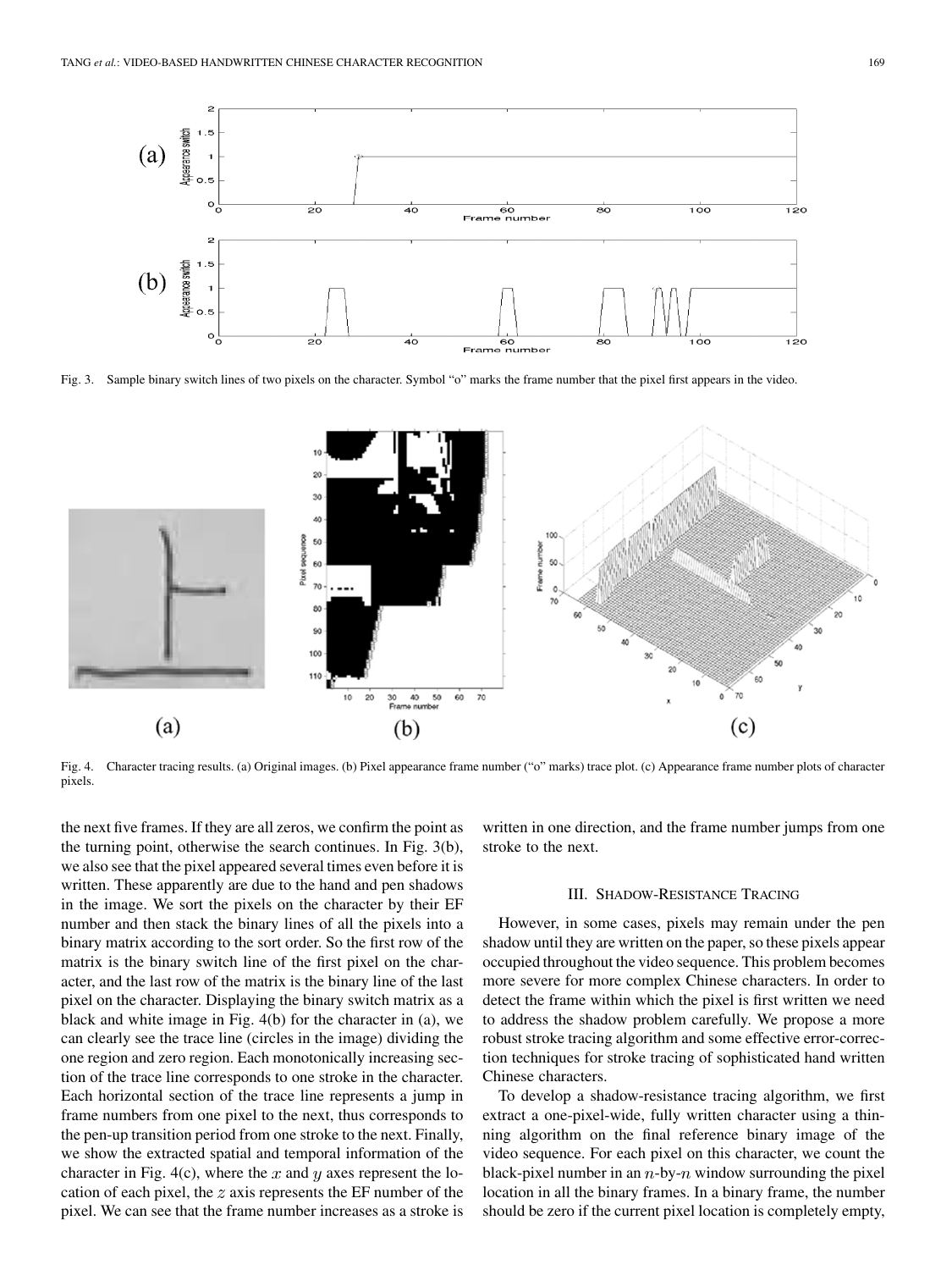Fig. 3. Sample binary switch lines of two pixels on the character. Symbol "o" marks the frame number that the pixel first appears in the video.

Fig. 4. Character tracing results. (a) Original images. (b) Pixel appearance frame number ("o" marks) trace plot. (c) Appearance frame number plots of character pixels.

the next five frames. If they are all zeros, we confirm the point as the turning point, otherwise the search continues. In Fig. 3(b), we also see that the pixel appeared several times even before it is written. These apparently are due to the hand and pen shadows in the image. We sort the pixels on the character by their EF number and then stack the binary lines of all the pixels into a binary matrix according to the sort order. So the first row of the matrix is the binary switch line of the first pixel on the character, and the last row of the matrix is the binary line of the last pixel on the character. Displaying the binary switch matrix as a black and white image in Fig. 4(b) for the character in (a), we can clearly see the trace line (circles in the image) dividing the one region and zero region. Each monotonically increasing section of the trace line corresponds to one stroke in the character. Each horizontal section of the trace line represents a jump in frame numbers from one pixel to the next, thus corresponds to the pen-up transition period from one stroke to the next. Finally, we show the extracted spatial and temporal information of the character in Fig. 4(c), where the $x$ and $y$ axes represent the location of each pixel, the $z$ axis represents the EF number of the pixel. We can see that the frame number increases as a stroke is written in one direction, and the frame number jumps from one stroke to the next.

## III. Shadow-Resistance Tracing

However, in some cases, pixels may remain under the pen shadow until they are written on the paper, so these pixels appear occupied throughout the video sequence. This problem becomes more severe for more complex Chinese characters. In order to detect the frame within which the pixel is first written we need to address the shadow problem carefully. We propose a more robust stroke tracing algorithm and some effective error-correction techniques for stroke tracing of sophisticated hand written Chinese characters.

To develop a shadow-resistance tracing algorithm, we first extract a one-pixel-wide, fully written character using a thinning algorithm on the final reference binary image of the video sequence. For each pixel on this character, we count the black-pixel number in an $n$-by-$n$ window surrounding the pixel location in all the binary frames. In a binary frame, the number should be zero if the current pixel location is completely empty,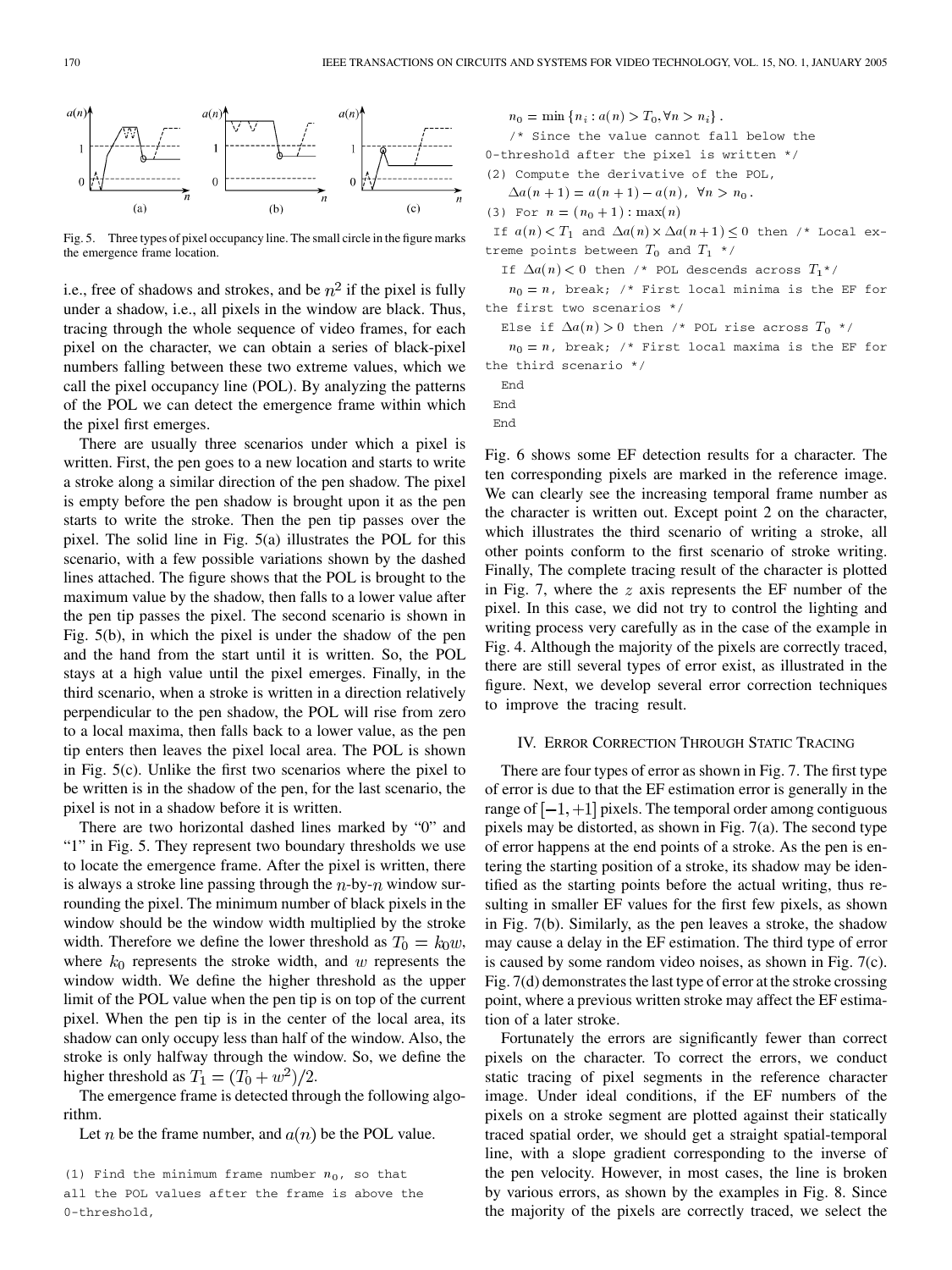a(n)

1

0

n

(a)

a(n)

1

0

n

(b)

a(n)

1

0

n

(c)

Fig. 5. Three types of pixel occupancy line. The small circle in the figure marks the emergence frame location.

i.e., free of shadows and strokes, and be $n^2$ if the pixel is fully under a shadow, i.e., all pixels in the window are black. Thus, tracing through the whole sequence of video frames, for each pixel on the character, we can obtain a series of black-pixel numbers falling between these two extreme values, which we call the pixel occupancy line (POL). By analyzing the patterns of the POL we can detect the emergence frame within which the pixel first emerges.

There are usually three scenarios under which a pixel is written. First, the pen goes to a new location and starts to write a stroke along a similar direction of the pen shadow. The pixel is empty before the pen shadow is brought upon it as the pen starts to write the stroke. Then the pen tip passes over the pixel. The solid line in Fig. 5(a) illustrates the POL for this scenario, with a few possible variations shown by the dashed lines attached. The figure shows that the POL is brought to the maximum value by the shadow, then falls to a lower value after the pen tip passes the pixel. The second scenario is shown in Fig. 5(b), in which the pixel is under the shadow of the pen and the hand from the start until it is written. So, the POL stays at a high value until the pixel emerges. Finally, in the third scenario, when a stroke is written in a direction relatively perpendicular to the pen shadow, the POL will rise from zero to a local maxima, then falls back to a lower value, as the pen tip enters then leaves the pixel local area. The POL is shown in Fig. 5(c). Unlike the first two scenarios where the pixel to be written is in the shadow of the pen, for the last scenario, the pixel is not in a shadow before it is written.

There are two horizontal dashed lines marked by "0" and "1" in Fig. 5. They represent two boundary thresholds we use to locate the emergence frame. After the pixel is written, there is always a stroke line passing through the $n$-by-$n$ window surrounding the pixel. The minimum number of black pixels in the window should be the window width multiplied by the stroke width. Therefore we define the lower threshold as $T_0 = k_0 w$, where $k_0$ represents the stroke width, and $w$ represents the window width. We define the higher threshold as the upper limit of the POL value when the pen tip is on top of the current pixel. When the pen tip is in the center of the local area, its shadow can only occupy less than half of the window. Also, the stroke is only halfway through the window. So, we define the higher threshold as $T_1 = (T_0 + w^2)/2$.

The emergence frame is detected through the following algorithm.

Let $n$ be the frame number, and $a(n)$ be the POL value.

```
(1) Find the minimum frame number n0, so that
all the POL values after the frame is above the
0-threshold,
   n0 = min {ni : a(n) > T0, ∀n > ni}.
   /* Since the value cannot fall below the
0-threshold after the pixel is written */
(2) Compute the derivative of the POL,
   Δa(n + 1) = a(n + 1) − a(n), ∀n > n0.
(3) For n = (n0 + 1) : max(n)
 If a(n) < T1 and Δa(n) × Δa(n + 1) ≤ 0 then /* Local extreme points between T0 and T1 */
  If Δa(n) < 0 then /* POL descends across T1*/
   n0 = n, break; /* First local minima is the EF for
the first two scenarios */
  Else if Δa(n) > 0 then /* POL rise across T0 */
   n0 = n, break; /* First local maxima is the EF for
the third scenario */
  End
 End
End
```

Fig. 6 shows some EF detection results for a character. The ten corresponding pixels are marked in the reference image. We can clearly see the increasing temporal frame number as the character is written out. Except point 2 on the character, which illustrates the third scenario of writing a stroke, all other points conform to the first scenario of stroke writing. Finally, The complete tracing result of the character is plotted in Fig. 7, where the $z$ axis represents the EF number of the pixel. In this case, we did not try to control the lighting and writing process very carefully as in the case of the example in Fig. 4. Although the majority of the pixels are correctly traced, there are still several types of error exist, as illustrated in the figure. Next, we develop several error correction techniques to improve the tracing result.

## IV. Error Correction Through Static Tracing

There are four types of error as shown in Fig. 7. The first type of error is due to that the EF estimation error is generally in the range of $[-1, +1]$ pixels. The temporal order among contiguous pixels may be distorted, as shown in Fig. 7(a). The second type of error happens at the end points of a stroke. As the pen is entering the starting position of a stroke, its shadow may be identified as the starting points before the actual writing, thus resulting in smaller EF values for the first few pixels, as shown in Fig. 7(b). Similarly, as the pen leaves a stroke, the shadow may cause a delay in the EF estimation. The third type of error is caused by some random video noises, as shown in Fig. 7(c). Fig. 7(d) demonstrates the last type of error at the stroke crossing point, where a previous written stroke may affect the EF estimation of a later stroke.

Fortunately the errors are significantly fewer than correct pixels on the character. To correct the errors, we conduct static tracing of pixel segments in the reference character image. Under ideal conditions, if the EF numbers of the pixels on a stroke segment are plotted against their statically traced spatial order, we should get a straight spatial-temporal line, with a slope gradient corresponding to the inverse of the pen velocity. However, in most cases, the line is broken by various errors, as shown by the examples in Fig. 8. Since the majority of the pixels are correctly traced, we select the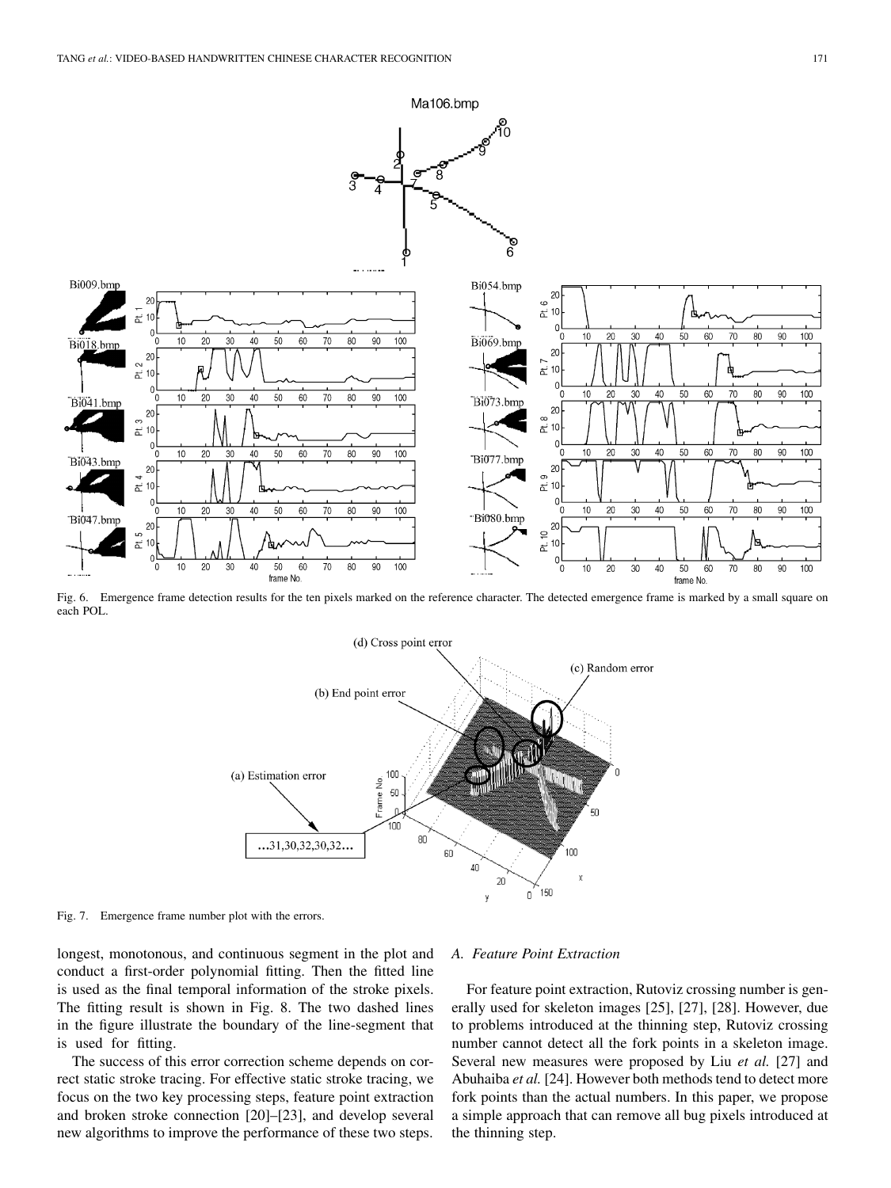Fig. 6. Emergence frame detection results for the ten pixels marked on the reference character. The detected emergence frame is marked by a small square on each POL.

Fig. 7. Emergence frame number plot with the errors.

longest, monotonous, and continuous segment in the plot and conduct a first-order polynomial fitting. Then the fitted line is used as the final temporal information of the stroke pixels. The fitting result is shown in Fig. 8. The two dashed lines in the figure illustrate the boundary of the line-segment that is used for fitting.

The success of this error correction scheme depends on correct static stroke tracing. For effective static stroke tracing, we focus on the two key processing steps, feature point extraction and broken stroke connection [20]–[23], and develop several new algorithms to improve the performance of these two steps.

### *A. Feature Point Extraction*

For feature point extraction, Rutoviz crossing number is generally used for skeleton images [25], [27], [28]. However, due to problems introduced at the thinning step, Rutoviz crossing number cannot detect all the fork points in a skeleton image. Several new measures were proposed by Liu *et al.* [27] and Abuhaiba *et al.* [24]. However both methods tend to detect more fork points than the actual numbers. In this paper, we propose a simple approach that can remove all bug pixels introduced at the thinning step.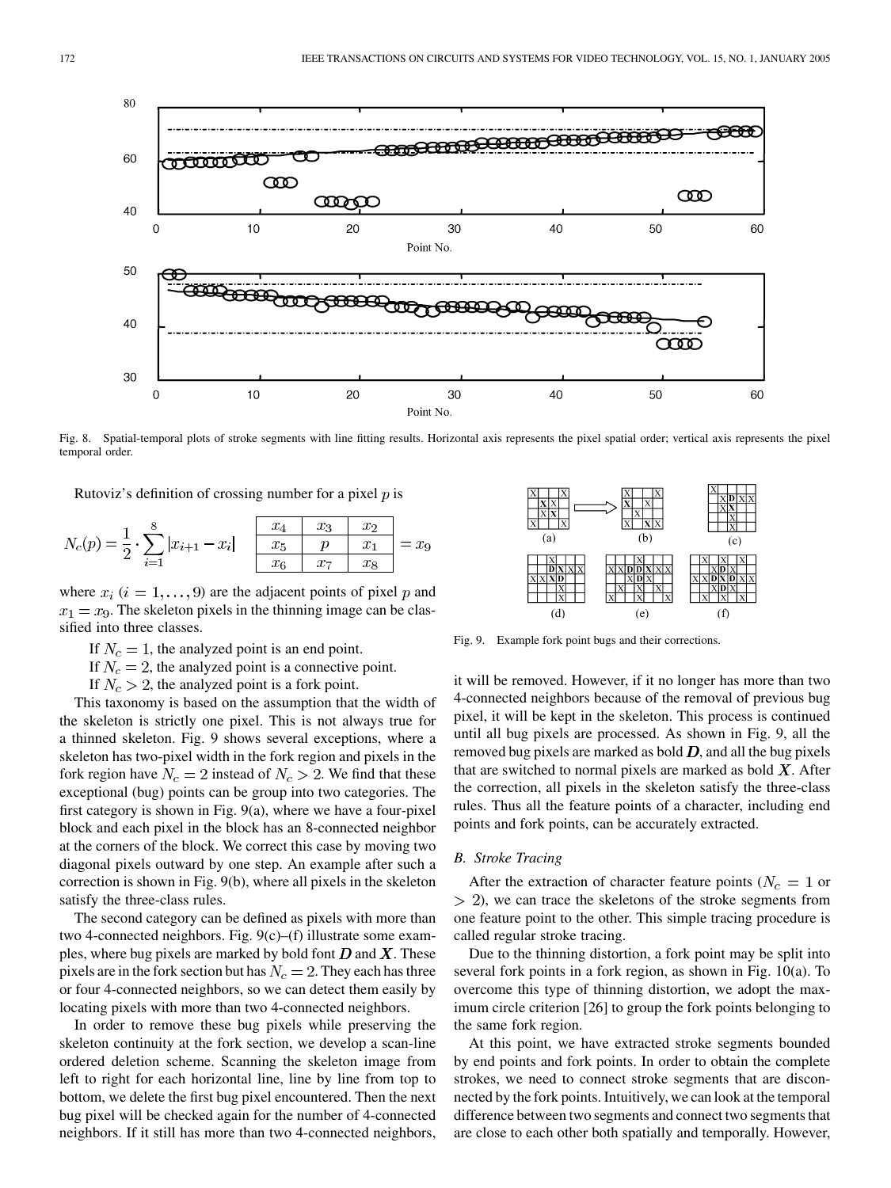Fig. 8. Spatial-temporal plots of stroke segments with line fitting results. Horizontal axis represents the pixel spatial order; vertical axis represents the pixel temporal order.

Rutoviz's definition of crossing number for a pixel $p$ is

$$N_c(p) = \frac{1}{2} \cdot \sum_{i=1}^{8} |x_{i+1} - x_i| \quad \begin{array}{|c|c|c|} \hline x_4 & x_3 & x_2 \\ \hline x_5 & p & x_1 \\ \hline x_6 & x_7 & x_8 \\ \hline \end{array} = x_9$$

where $x_i$ $(i = 1, \ldots, 9)$ are the adjacent points of pixel $p$ and $x_1 = x_9$. The skeleton pixels in the thinning image can be classified into three classes.

If $N_c = 1$, the analyzed point is an end point.

If $N_c = 2$, the analyzed point is a connective point.

If $N_c > 2$, the analyzed point is a fork point.

This taxonomy is based on the assumption that the width of the skeleton is strictly one pixel. This is not always true for a thinned skeleton. Fig. 9 shows several exceptions, where a skeleton has two-pixel width in the fork region and pixels in the fork region have $N_c = 2$ instead of $N_c > 2$. We find that these exceptional (bug) points can be group into two categories. The first category is shown in Fig. 9(a), where we have a four-pixel block and each pixel in the block has an 8-connected neighbor at the corners of the block. We correct this case by moving two diagonal pixels outward by one step. An example after such a correction is shown in Fig. 9(b), where all pixels in the skeleton satisfy the three-class rules.

The second category can be defined as pixels with more than two 4-connected neighbors. Fig. 9(c)–(f) illustrate some examples, where bug pixels are marked by bold font $\boldsymbol{D}$ and $\boldsymbol{X}$. These pixels are in the fork section but has $N_c = 2$. They each has three or four 4-connected neighbors, so we can detect them easily by locating pixels with more than two 4-connected neighbors.

In order to remove these bug pixels while preserving the skeleton continuity at the fork section, we develop a scan-line ordered deletion scheme. Scanning the skeleton image from left to right for each horizontal line, line by line from top to bottom, we delete the first bug pixel encountered. Then the next bug pixel will be checked again for the number of 4-connected neighbors. If it still has more than two 4-connected neighbors, it will be removed. However, if it no longer has more than two 4-connected neighbors because of the removal of previous bug pixel, it will be kept in the skeleton. This process is continued until all bug pixels are processed. As shown in Fig. 9, all the removed bug pixels are marked as bold $\boldsymbol{D}$, and all the bug pixels that are switched to normal pixels are marked as bold $\boldsymbol{X}$. After the correction, all pixels in the skeleton satisfy the three-class rules. Thus all the feature points of a character, including end points and fork points, can be accurately extracted.

Fig. 9. Example fork point bugs and their corrections.

### B. Stroke Tracing

After the extraction of character feature points ($N_c = 1$ or $> 2$), we can trace the skeletons of the stroke segments from one feature point to the other. This simple tracing procedure is called regular stroke tracing.

Due to the thinning distortion, a fork point may be split into several fork points in a fork region, as shown in Fig. 10(a). To overcome this type of thinning distortion, we adopt the maximum circle criterion [26] to group the fork points belonging to the same fork region.

At this point, we have extracted stroke segments bounded by end points and fork points. In order to obtain the complete strokes, we need to connect stroke segments that are disconnected by the fork points. Intuitively, we can look at the temporal difference between two segments and connect two segments that are close to each other both spatially and temporally. However,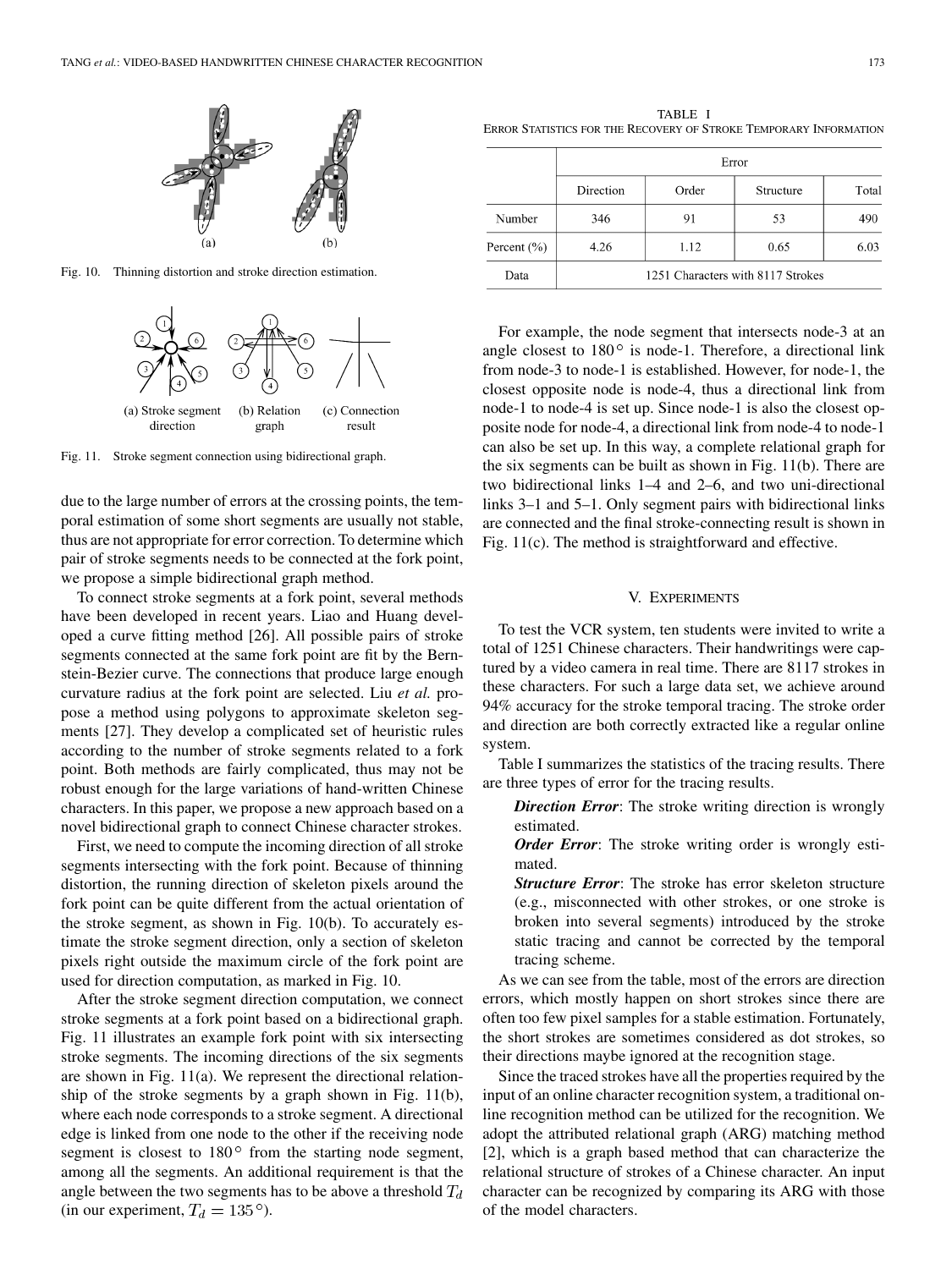Fig. 10. Thinning distortion and stroke direction estimation.

Fig. 11. Stroke segment connection using bidirectional graph.

due to the large number of errors at the crossing points, the temporal estimation of some short segments are usually not stable, thus are not appropriate for error correction. To determine which pair of stroke segments needs to be connected at the fork point, we propose a simple bidirectional graph method.

To connect stroke segments at a fork point, several methods have been developed in recent years. Liao and Huang developed a curve fitting method [26]. All possible pairs of stroke segments connected at the same fork point are fit by the Bernstein-Bezier curve. The connections that produce large enough curvature radius at the fork point are selected. Liu *et al.* propose a method using polygons to approximate skeleton segments [27]. They develop a complicated set of heuristic rules according to the number of stroke segments related to a fork point. Both methods are fairly complicated, thus may not be robust enough for the large variations of hand-written Chinese characters. In this paper, we propose a new approach based on a novel bidirectional graph to connect Chinese character strokes.

First, we need to compute the incoming direction of all stroke segments intersecting with the fork point. Because of thinning distortion, the running direction of skeleton pixels around the fork point can be quite different from the actual orientation of the stroke segment, as shown in Fig. 10(b). To accurately estimate the stroke segment direction, only a section of skeleton pixels right outside the maximum circle of the fork point are used for direction computation, as marked in Fig. 10.

After the stroke segment direction computation, we connect stroke segments at a fork point based on a bidirectional graph. Fig. 11 illustrates an example fork point with six intersecting stroke segments. The incoming directions of the six segments are shown in Fig. 11(a). We represent the directional relationship of the stroke segments by a graph shown in Fig. 11(b), where each node corresponds to a stroke segment. A directional edge is linked from one node to the other if the receiving node segment is closest to $180^\circ$ from the starting node segment, among all the segments. An additional requirement is that the angle between the two segments has to be above a threshold $T_d$ (in our experiment, $T_d = 135^\circ$).

For example, the node segment that intersects node-3 at an angle closest to $180^\circ$ is node-1. Therefore, a directional link from node-3 to node-1 is established. However, for node-1, the closest opposite node is node-4, thus a directional link from node-1 to node-4 is set up. Since node-1 is also the closest opposite node for node-4, a directional link from node-4 to node-1 can also be set up. In this way, a complete relational graph for the six segments can be built as shown in Fig. 11(b). There are two bidirectional links 1–4 and 2–6, and two uni-directional links 3–1 and 5–1. Only segment pairs with bidirectional links are connected and the final stroke-connecting result is shown in Fig. 11(c). The method is straightforward and effective.

TABLE I
ERROR STATISTICS FOR THE RECOVERY OF STROKE TEMPORARY INFORMATION

| | Error | | | |
|---|---|---|---|---|
| | Direction | Order | Structure | Total |
| Number | 346 | 91 | 53 | 490 |
| Percent (%) | 4.26 | 1.12 | 0.65 | 6.03 |
| Data | 1251 Characters with 8117 Strokes | | | |

## V. Experiments

To test the VCR system, ten students were invited to write a total of 1251 Chinese characters. Their handwritings were captured by a video camera in real time. There are 8117 strokes in these characters. For such a large data set, we achieve around 94% accuracy for the stroke temporal tracing. The stroke order and direction are both correctly extracted like a regular online system.

Table I summarizes the statistics of the tracing results. There are three types of error for the tracing results.

***Direction Error***: The stroke writing direction is wrongly estimated.

***Order Error***: The stroke writing order is wrongly estimated.

***Structure Error***: The stroke has error skeleton structure (e.g., misconnected with other strokes, or one stroke is broken into several segments) introduced by the stroke static tracing and cannot be corrected by the temporal tracing scheme.

As we can see from the table, most of the errors are direction errors, which mostly happen on short strokes since there are often too few pixel samples for a stable estimation. Fortunately, the short strokes are sometimes considered as dot strokes, so their directions maybe ignored at the recognition stage.

Since the traced strokes have all the properties required by the input of an online character recognition system, a traditional online recognition method can be utilized for the recognition. We adopt the attributed relational graph (ARG) matching method [2], which is a graph based method that can characterize the relational structure of strokes of a Chinese character. An input character can be recognized by comparing its ARG with those of the model characters.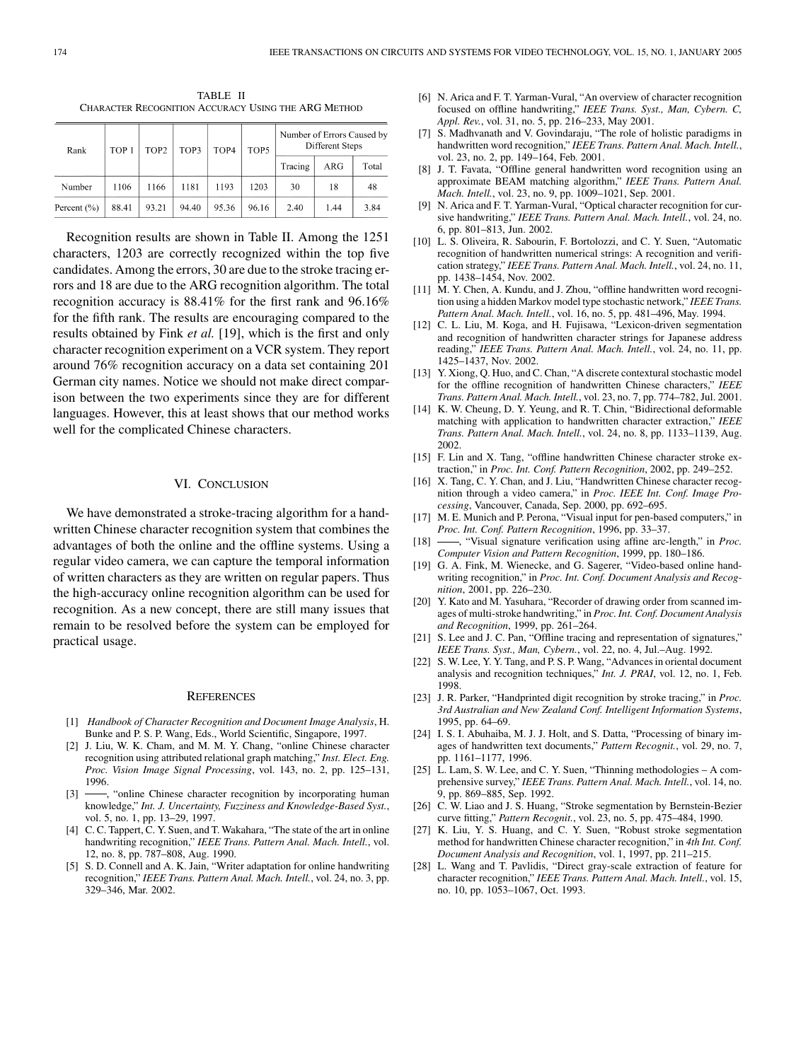TABLE II
CHARACTER RECOGNITION ACCURACY USING THE ARG METHOD

| Rank | TOP 1 | TOP2 | TOP3 | TOP4 | TOP5 | Number of Errors Caused by Different Steps | | |
|---|---|---|---|---|---|---|---|---|
| | | | | | | Tracing | ARG | Total |
| Number | 1106 | 1166 | 1181 | 1193 | 1203 | 30 | 18 | 48 |
| Percent (%) | 88.41 | 93.21 | 94.40 | 95.36 | 96.16 | 2.40 | 1.44 | 3.84 |

Recognition results are shown in Table II. Among the 1251 characters, 1203 are correctly recognized within the top five candidates. Among the errors, 30 are due to the stroke tracing errors and 18 are due to the ARG recognition algorithm. The total recognition accuracy is 88.41% for the first rank and 96.16% for the fifth rank. The results are encouraging compared to the results obtained by Fink *et al.* [19], which is the first and only character recognition experiment on a VCR system. They report around 76% recognition accuracy on a data set containing 201 German city names. Notice we should not make direct comparison between the two experiments since they are for different languages. However, this at least shows that our method works well for the complicated Chinese characters.

## VI. Conclusion

We have demonstrated a stroke-tracing algorithm for a handwritten Chinese character recognition system that combines the advantages of both the online and the offline systems. Using a regular video camera, we can capture the temporal information of written characters as they are written on regular papers. Thus the high-accuracy online recognition algorithm can be used for recognition. As a new concept, there are still many issues that remain to be resolved before the system can be employed for practical usage.

## References

[1] *Handbook of Character Recognition and Document Image Analysis*, H. Bunke and P. S. P. Wang, Eds., World Scientific, Singapore, 1997.

[2] J. Liu, W. K. Cham, and M. M. Y. Chang, "online Chinese character recognition using attributed relational graph matching," *Inst. Elect. Eng. Proc. Vision Image Signal Processing*, vol. 143, no. 2, pp. 125–131, 1996.

[3] ——, "online Chinese character recognition by incorporating human knowledge," *Int. J. Uncertainty, Fuzziness and Knowledge-Based Syst.*, vol. 5, no. 1, pp. 13–29, 1997.

[4] C. C. Tappert, C. Y. Suen, and T. Wakahara, "The state of the art in online handwriting recognition," *IEEE Trans. Pattern Anal. Mach. Intell.*, vol. 12, no. 8, pp. 787–808, Aug. 1990.

[5] S. D. Connell and A. K. Jain, "Writer adaptation for online handwriting recognition," *IEEE Trans. Pattern Anal. Mach. Intell.*, vol. 24, no. 3, pp. 329–346, Mar. 2002.

[6] N. Arica and F. T. Yarman-Vural, "An overview of character recognition focused on offline handwriting," *IEEE Trans. Syst., Man, Cybern. C, Appl. Rev.*, vol. 31, no. 5, pp. 216–233, May 2001.

[7] S. Madhvanath and V. Govindaraju, "The role of holistic paradigms in handwritten word recognition," *IEEE Trans. Pattern Anal. Mach. Intell.*, vol. 23, no. 2, pp. 149–164, Feb. 2001.

[8] J. T. Favata, "Offline general handwritten word recognition using an approximate BEAM matching algorithm," *IEEE Trans. Pattern Anal. Mach. Intell.*, vol. 23, no. 9, pp. 1009–1021, Sep. 2001.

[9] N. Arica and F. T. Yarman-Vural, "Optical character recognition for cursive handwriting," *IEEE Trans. Pattern Anal. Mach. Intell.*, vol. 24, no. 6, pp. 801–813, Jun. 2002.

[10] L. S. Oliveira, R. Sabourin, F. Bortolozzi, and C. Y. Suen, "Automatic recognition of handwritten numerical strings: A recognition and verification strategy," *IEEE Trans. Pattern Anal. Mach. Intell.*, vol. 24, no. 11, pp. 1438–1454, Nov. 2002.

[11] M. Y. Chen, A. Kundu, and J. Zhou, "offline handwritten word recognition using a hidden Markov model type stochastic network," *IEEE Trans. Pattern Anal. Mach. Intell.*, vol. 16, no. 5, pp. 481–496, May. 1994.

[12] C. L. Liu, M. Koga, and H. Fujisawa, "Lexicon-driven segmentation and recognition of handwritten character strings for Japanese address reading," *IEEE Trans. Pattern Anal. Mach. Intell.*, vol. 24, no. 11, pp. 1425–1437, Nov. 2002.

[13] Y. Xiong, Q. Huo, and C. Chan, "A discrete contextural stochastic model for the offline recognition of handwritten Chinese characters," *IEEE Trans. Pattern Anal. Mach. Intell.*, vol. 23, no. 7, pp. 774–782, Jul. 2001.

[14] K. W. Cheung, D. Y. Yeung, and R. T. Chin, "Bidirectional deformable matching with application to handwritten character extraction," *IEEE Trans. Pattern Anal. Mach. Intell.*, vol. 24, no. 8, pp. 1133–1139, Aug. 2002.

[15] F. Lin and X. Tang, "offline handwritten Chinese character stroke extraction," in *Proc. Int. Conf. Pattern Recognition*, 2002, pp. 249–252.

[16] X. Tang, C. Y. Chan, and J. Liu, "Handwritten Chinese character recognition through a video camera," in *Proc. IEEE Int. Conf. Image Processing*, Vancouver, Canada, Sep. 2000, pp. 692–695.

[17] M. E. Munich and P. Perona, "Visual input for pen-based computers," in *Proc. Int. Conf. Pattern Recognition*, 1996, pp. 33–37.

[18] ——, "Visual signature verification using affine arc-length," in *Proc. Computer Vision and Pattern Recognition*, 1999, pp. 180–186.

[19] G. A. Fink, M. Wienecke, and G. Sagerer, "Video-based online handwriting recognition," in *Proc. Int. Conf. Document Analysis and Recognition*, 2001, pp. 226–230.

[20] Y. Kato and M. Yasuhara, "Recorder of drawing order from scanned images of multi-stroke handwriting," in *Proc. Int. Conf. Document Analysis and Recognition*, 1999, pp. 261–264.

[21] S. Lee and J. C. Pan, "Offline tracing and representation of signatures," *IEEE Trans. Syst., Man, Cybern.*, vol. 22, no. 4, Jul.–Aug. 1992.

[22] S. W. Lee, Y. Y. Tang, and P. S. P. Wang, "Advances in oriental document analysis and recognition techniques," *Int. J. PRAI*, vol. 12, no. 1, Feb. 1998.

[23] J. R. Parker, "Handprinted digit recognition by stroke tracing," in *Proc. 3rd Australian and New Zealand Conf. Intelligent Information Systems*, 1995, pp. 64–69.

[24] I. S. I. Abuhaiba, M. J. J. Holt, and S. Datta, "Processing of binary images of handwritten text documents," *Pattern Recognit.*, vol. 29, no. 7, pp. 1161–1177, 1996.

[25] L. Lam, S. W. Lee, and C. Y. Suen, "Thinning methodologies – A comprehensive survey," *IEEE Trans. Pattern Anal. Mach. Intell.*, vol. 14, no. 9, pp. 869–885, Sep. 1992.

[26] C. W. Liao and J. S. Huang, "Stroke segmentation by Bernstein-Bezier curve fitting," *Pattern Recognit.*, vol. 23, no. 5, pp. 475–484, 1990.

[27] K. Liu, Y. S. Huang, and C. Y. Suen, "Robust stroke segmentation method for handwritten Chinese character recognition," in *4th Int. Conf. Document Analysis and Recognition*, vol. 1, 1997, pp. 211–215.

[28] L. Wang and T. Pavlidis, "Direct gray-scale extraction of feature for character recognition," *IEEE Trans. Pattern Anal. Mach. Intell.*, vol. 15, no. 10, pp. 1053–1067, Oct. 1993.